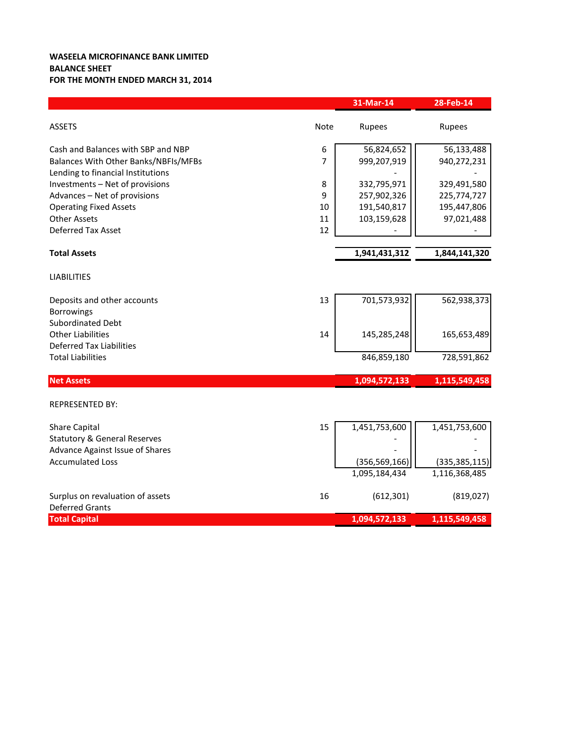**WASEELA MICROFINANCE BANK LIMITED**
**BALANCE SHEET**
**FOR THE MONTH ENDED MARCH 31, 2014**

| | Note | 31-Mar-14 | 28-Feb-14 |
|---|---|---|---|
| ASSETS | | Rupees | Rupees |
| Cash and Balances with SBP and NBP | 6 | 56,824,652 | 56,133,488 |
| Balances With Other Banks/NBFIs/MFBs | 7 | 999,207,919 | 940,272,231 |
| Lending to financial Institutions | | - | - |
| Investments – Net of provisions | 8 | 332,795,971 | 329,491,580 |
| Advances – Net of provisions | 9 | 257,902,326 | 225,774,727 |
| Operating Fixed Assets | 10 | 191,540,817 | 195,447,806 |
| Other Assets | 11 | 103,159,628 | 97,021,488 |
| Deferred Tax Asset | 12 | - | - |
| **Total Assets** | | **1,941,431,312** | **1,844,141,320** |
| LIABILITIES | | | |
| Deposits and other accounts | 13 | 701,573,932 | 562,938,373 |
| Borrowings | | | |
| Subordinated Debt | | | |
| Other Liabilities | 14 | 145,285,248 | 165,653,489 |
| Deferred Tax Liabilities | | | |
| Total Liabilities | | 846,859,180 | 728,591,862 |
| **Net Assets** | | **1,094,572,133** | **1,115,549,458** |
| REPRESENTED BY: | | | |
| Share Capital | 15 | 1,451,753,600 | 1,451,753,600 |
| Statutory & General Reserves | | - | - |
| Advance Against Issue of Shares | | - | - |
| Accumulated Loss | | (356,569,166) | (335,385,115) |
| | | 1,095,184,434 | 1,116,368,485 |
| Surplus on revaluation of assets | 16 | (612,301) | (819,027) |
| Deferred Grants | | | |
| **Total Capital** | | **1,094,572,133** | **1,115,549,458** |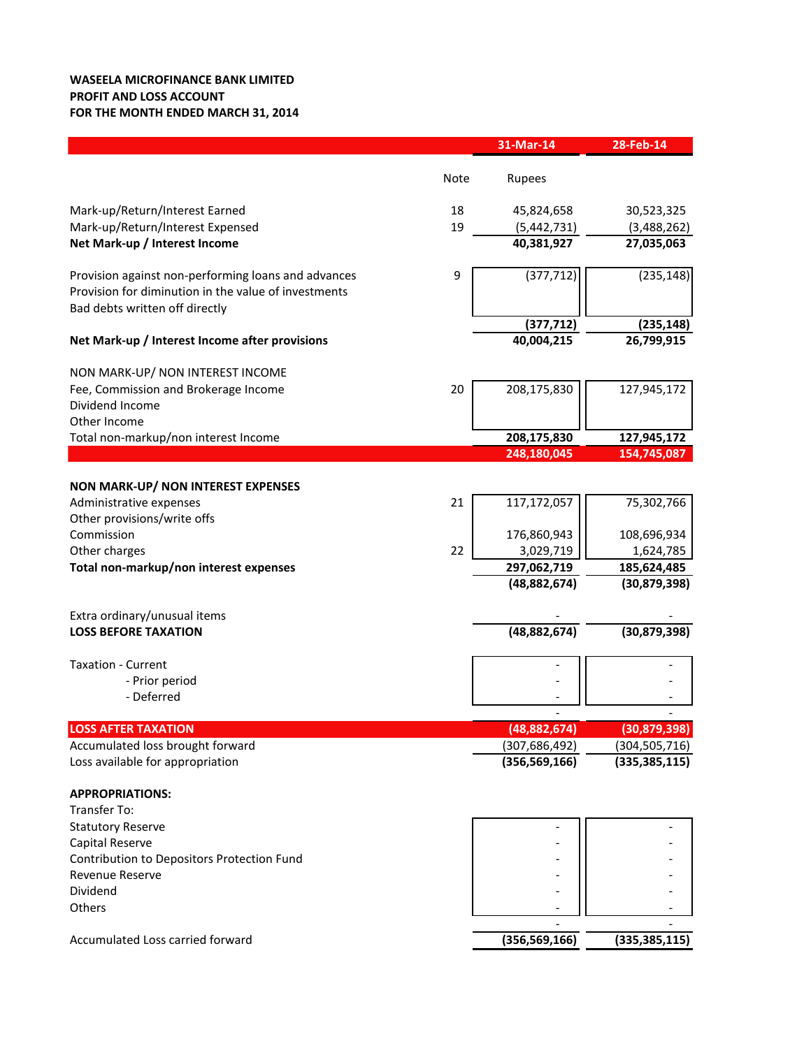**WASEELA MICROFINANCE BANK LIMITED**
**PROFIT AND LOSS ACCOUNT**
**FOR THE MONTH ENDED MARCH 31, 2014**

| | Note | 31-Mar-14 | 28-Feb-14 |
|---|---|---|---|
| | | Rupees | |
| Mark-up/Return/Interest Earned | 18 | 45,824,658 | 30,523,325 |
| Mark-up/Return/Interest Expensed | 19 | (5,442,731) | (3,488,262) |
| **Net Mark-up / Interest Income** | | **40,381,927** | **27,035,063** |
| Provision against non-performing loans and advances | 9 | (377,712) | (235,148) |
| Provision for diminution in the value of investments | | | |
| Bad debts written off directly | | | |
| | | **(377,712)** | **(235,148)** |
| **Net Mark-up / Interest Income after provisions** | | **40,004,215** | **26,799,915** |
| NON MARK-UP/ NON INTEREST INCOME | | | |
| Fee, Commission and Brokerage Income | 20 | 208,175,830 | 127,945,172 |
| Dividend Income | | | |
| Other Income | | | |
| Total non-markup/non interest Income | | **208,175,830** | **127,945,172** |
| | | **248,180,045** | **154,745,087** |
| **NON MARK-UP/ NON INTEREST EXPENSES** | | | |
| Administrative expenses | 21 | 117,172,057 | 75,302,766 |
| Other provisions/write offs | | | |
| Commission | | 176,860,943 | 108,696,934 |
| Other charges | 22 | 3,029,719 | 1,624,785 |
| **Total non-markup/non interest expenses** | | **297,062,719** | **185,624,485** |
| | | **(48,882,674)** | **(30,879,398)** |
| Extra ordinary/unusual items | | - | - |
| **LOSS BEFORE TAXATION** | | **(48,882,674)** | **(30,879,398)** |
| Taxation - Current | | - | - |
| - Prior period | | - | - |
| - Deferred | | - | - |
| | | - | - |
| **LOSS AFTER TAXATION** | | **(48,882,674)** | **(30,879,398)** |
| Accumulated loss brought forward | | (307,686,492) | (304,505,716) |
| Loss available for appropriation | | **(356,569,166)** | **(335,385,115)** |
| **APPROPRIATIONS:** | | | |
| Transfer To: | | | |
| Statutory Reserve | | - | - |
| Capital Reserve | | - | - |
| Contribution to Depositors Protection Fund | | - | - |
| Revenue Reserve | | - | - |
| Dividend | | - | - |
| Others | | - | - |
| | | - | - |
| Accumulated Loss carried forward | | **(356,569,166)** | **(335,385,115)** |